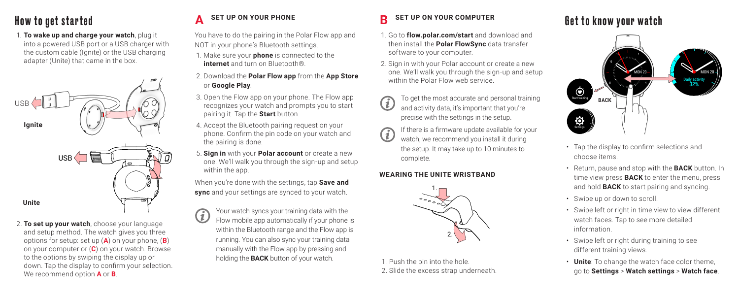# How to get started

1. **To wake up and charge your watch**, plug it into a powered USB port or a USB charger with the custom cable (Ignite) or the USB charging adapter (Unite) that came in the box.

USB

**Ignite**

USB

**Unite**

2. **To set up your watch**, choose your language and setup method. The watch gives you three options for setup: set up (**A**) on your phone, (**B**) on your computer or (**C**) on your watch. Browse to the options by swiping the display up or down. Tap the display to confirm your selection. We recommend option **A** or **B**.

## A SET UP ON YOUR PHONE

You have to do the pairing in the Polar Flow app and NOT in your phone's Bluetooth settings.

1. Make sure your **phone** is connected to the **internet** and turn on Bluetooth®.
2. Download the **Polar Flow app** from the **App Store** or **Google Play**.
3. Open the Flow app on your phone. The Flow app recognizes your watch and prompts you to start pairing it. Tap the **Start** button.
4. Accept the Bluetooth pairing request on your phone. Confirm the pin code on your watch and the pairing is done.
5. **Sign in** with your **Polar account** or create a new one. We'll walk you through the sign-up and setup within the app.

When you're done with the settings, tap **Save and sync** and your settings are synced to your watch.

Your watch syncs your training data with the Flow mobile app automatically if your phone is within the Bluetooth range and the Flow app is running. You can also sync your training data manually with the Flow app by pressing and holding the **BACK** button of your watch.

## B SET UP ON YOUR COMPUTER

1. Go to **flow.polar.com/start** and download and then install the **Polar FlowSync** data transfer software to your computer.
2. Sign in with your Polar account or create a new one. We'll walk you through the sign-up and setup within the Polar Flow web service.

To get the most accurate and personal training and activity data, it's important that you're precise with the settings in the setup.

If there is a firmware update available for your watch, we recommend you install it during the setup. It may take up to 10 minutes to complete.

### WEARING THE UNITE WRISTBAND

1. Push the pin into the hole.
2. Slide the excess strap underneath.

# Get to know your watch

Start training

Settings

BACK

MON 20

MON 20

Daily activity 32%

- Tap the display to confirm selections and choose items.
- Return, pause and stop with the **BACK** button. In time view press **BACK** to enter the menu, press and hold **BACK** to start pairing and syncing.
- Swipe up or down to scroll.
- Swipe left or right in time view to view different watch faces. Tap to see more detailed information.
- Swipe left or right during training to see different training views.
- **Unite**: To change the watch face color theme, go to **Settings** > **Watch settings** > **Watch face**.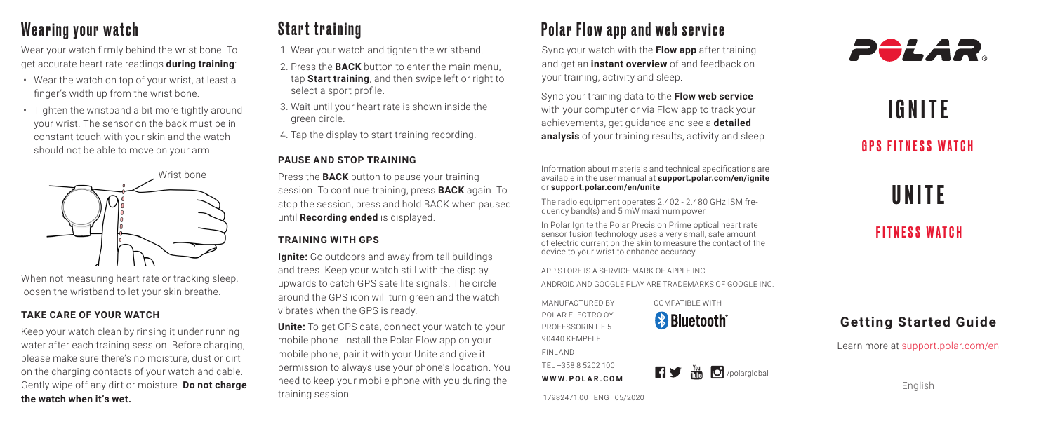## Wearing your watch

Wear your watch firmly behind the wrist bone. To get accurate heart rate readings **during training**:

- Wear the watch on top of your wrist, at least a finger's width up from the wrist bone.
- Tighten the wristband a bit more tightly around your wrist. The sensor on the back must be in constant touch with your skin and the watch should not be able to move on your arm.

Wrist bone

When not measuring heart rate or tracking sleep, loosen the wristband to let your skin breathe.

### TAKE CARE OF YOUR WATCH

Keep your watch clean by rinsing it under running water after each training session. Before charging, please make sure there's no moisture, dust or dirt on the charging contacts of your watch and cable. Gently wipe off any dirt or moisture. **Do not charge the watch when it's wet.**

## Start training

1. Wear your watch and tighten the wristband.
2. Press the **BACK** button to enter the main menu, tap **Start training**, and then swipe left or right to select a sport profile.
3. Wait until your heart rate is shown inside the green circle.
4. Tap the display to start training recording.

### PAUSE AND STOP TRAINING

Press the **BACK** button to pause your training session. To continue training, press **BACK** again. To stop the session, press and hold BACK when paused until **Recording ended** is displayed.

### TRAINING WITH GPS

**Ignite:** Go outdoors and away from tall buildings and trees. Keep your watch still with the display upwards to catch GPS satellite signals. The circle around the GPS icon will turn green and the watch vibrates when the GPS is ready.

**Unite:** To get GPS data, connect your watch to your mobile phone. Install the Polar Flow app on your mobile phone, pair it with your Unite and give it permission to always use your phone's location. You need to keep your mobile phone with you during the training session.

## Polar Flow app and web service

Sync your watch with the **Flow app** after training and get an **instant overview** of and feedback on your training, activity and sleep.

Sync your training data to the **Flow web service** with your computer or via Flow app to track your achievements, get guidance and see a **detailed analysis** of your training results, activity and sleep.

Information about materials and technical specifications are available in the user manual at **support.polar.com/en/ignite** or **support.polar.com/en/unite**.

The radio equipment operates 2.402 - 2.480 GHz ISM frequency band(s) and 5 mW maximum power.

In Polar Ignite the Polar Precision Prime optical heart rate sensor fusion technology uses a very small, safe amount of electric current on the skin to measure the contact of the device to your wrist to enhance accuracy.

APP STORE IS A SERVICE MARK OF APPLE INC.

ANDROID AND GOOGLE PLAY ARE TRADEMARKS OF GOOGLE INC.

MANUFACTURED BY
POLAR ELECTRO OY
PROFESSORINTIE 5
90440 KEMPELE
FINLAND
TEL +358 8 5202 100
**WWW.POLAR.COM**

COMPATIBLE WITH
Bluetooth®

/polarglobal

17982471.00 ENG 05/2020

POLAR®

# IGNITE

## GPS FITNESS WATCH

# UNITE

## FITNESS WATCH

### Getting Started Guide

Learn more at support.polar.com/en

English